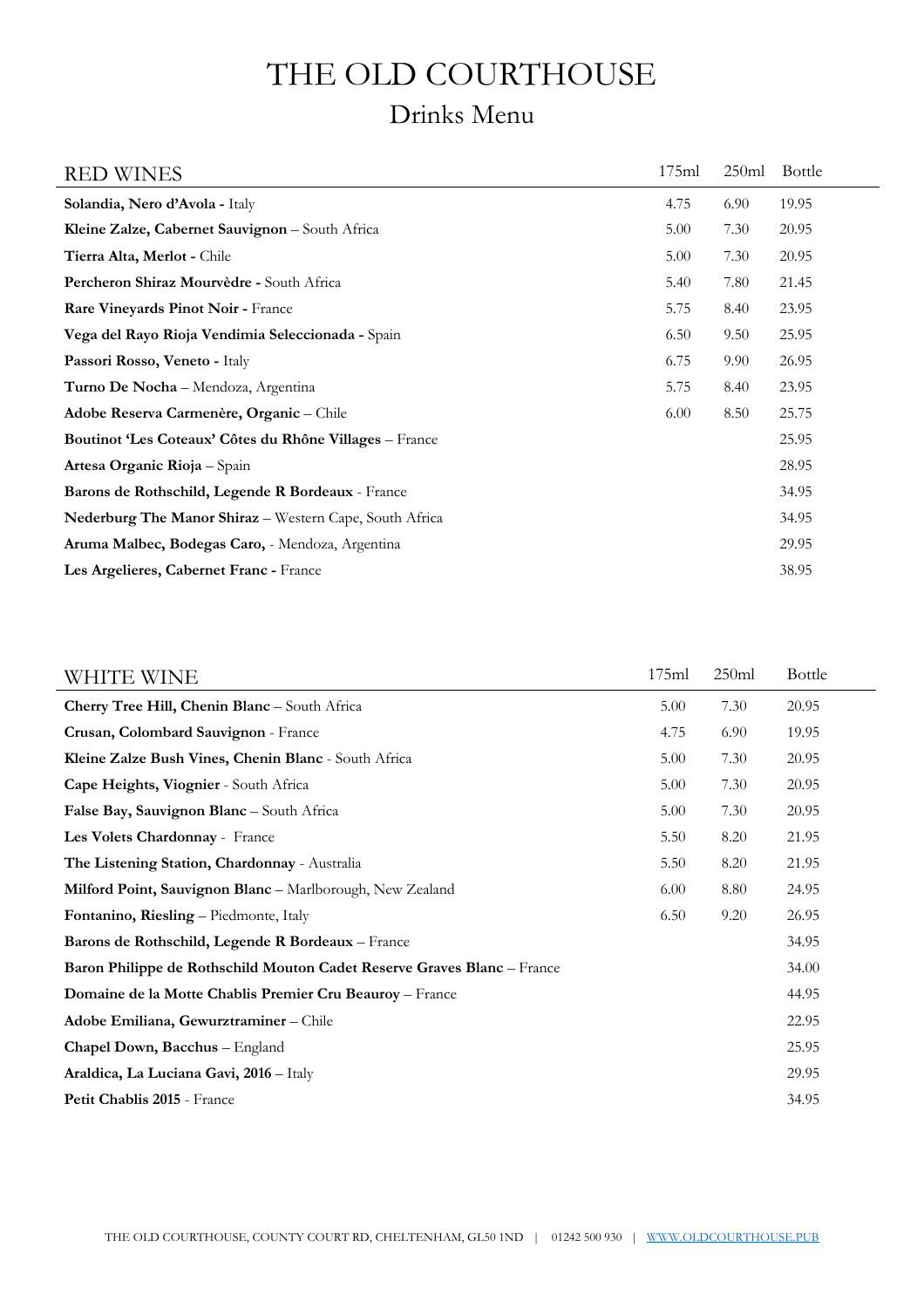# THE OLD COURTHOUSE

## Drinks Menu

| RED WINES | 175ml | 250ml | Bottle |
|---|---|---|---|
| **Solandia, Nero d'Avola -** Italy | 4.75 | 6.90 | 19.95 |
| **Kleine Zalze, Cabernet Sauvignon** – South Africa | 5.00 | 7.30 | 20.95 |
| **Tierra Alta, Merlot -** Chile | 5.00 | 7.30 | 20.95 |
| **Percheron Shiraz Mourvèdre -** South Africa | 5.40 | 7.80 | 21.45 |
| **Rare Vineyards Pinot Noir -** France | 5.75 | 8.40 | 23.95 |
| **Vega del Rayo Rioja Vendimia Seleccionada -** Spain | 6.50 | 9.50 | 25.95 |
| **Passori Rosso, Veneto -** Italy | 6.75 | 9.90 | 26.95 |
| **Turno De Nocha** – Mendoza, Argentina | 5.75 | 8.40 | 23.95 |
| **Adobe Reserva Carmenère, Organic** – Chile | 6.00 | 8.50 | 25.75 |
| **Boutinot 'Les Coteaux' Côtes du Rhône Villages** – France | | | 25.95 |
| **Artesa Organic Rioja** – Spain | | | 28.95 |
| **Barons de Rothschild, Legende R Bordeaux** - France | | | 34.95 |
| **Nederburg The Manor Shiraz** – Western Cape, South Africa | | | 34.95 |
| **Aruma Malbec, Bodegas Caro,** - Mendoza, Argentina | | | 29.95 |
| **Les Argelieres, Cabernet Franc -** France | | | 38.95 |

| WHITE WINE | 175ml | 250ml | Bottle |
|---|---|---|---|
| **Cherry Tree Hill, Chenin Blanc** – South Africa | 5.00 | 7.30 | 20.95 |
| **Crusan, Colombard Sauvignon** - France | 4.75 | 6.90 | 19.95 |
| **Kleine Zalze Bush Vines, Chenin Blanc** - South Africa | 5.00 | 7.30 | 20.95 |
| **Cape Heights, Viognier** - South Africa | 5.00 | 7.30 | 20.95 |
| **False Bay, Sauvignon Blanc** – South Africa | 5.00 | 7.30 | 20.95 |
| **Les Volets Chardonnay** - France | 5.50 | 8.20 | 21.95 |
| **The Listening Station, Chardonnay** - Australia | 5.50 | 8.20 | 21.95 |
| **Milford Point, Sauvignon Blanc** – Marlborough, New Zealand | 6.00 | 8.80 | 24.95 |
| **Fontanino, Riesling** – Piedmonte, Italy | 6.50 | 9.20 | 26.95 |
| **Barons de Rothschild, Legende R Bordeaux** – France | | | 34.95 |
| **Baron Philippe de Rothschild Mouton Cadet Reserve Graves Blanc** – France | | | 34.00 |
| **Domaine de la Motte Chablis Premier Cru Beauroy** – France | | | 44.95 |
| **Adobe Emiliana, Gewurztraminer** – Chile | | | 22.95 |
| **Chapel Down, Bacchus** – England | | | 25.95 |
| **Araldica, La Luciana Gavi, 2016** – Italy | | | 29.95 |
| **Petit Chablis 2015** - France | | | 34.95 |

THE OLD COURTHOUSE, COUNTY COURT RD, CHELTENHAM, GL50 1ND | 01242 500 930 | WWW.OLDCOURTHOUSE.PUB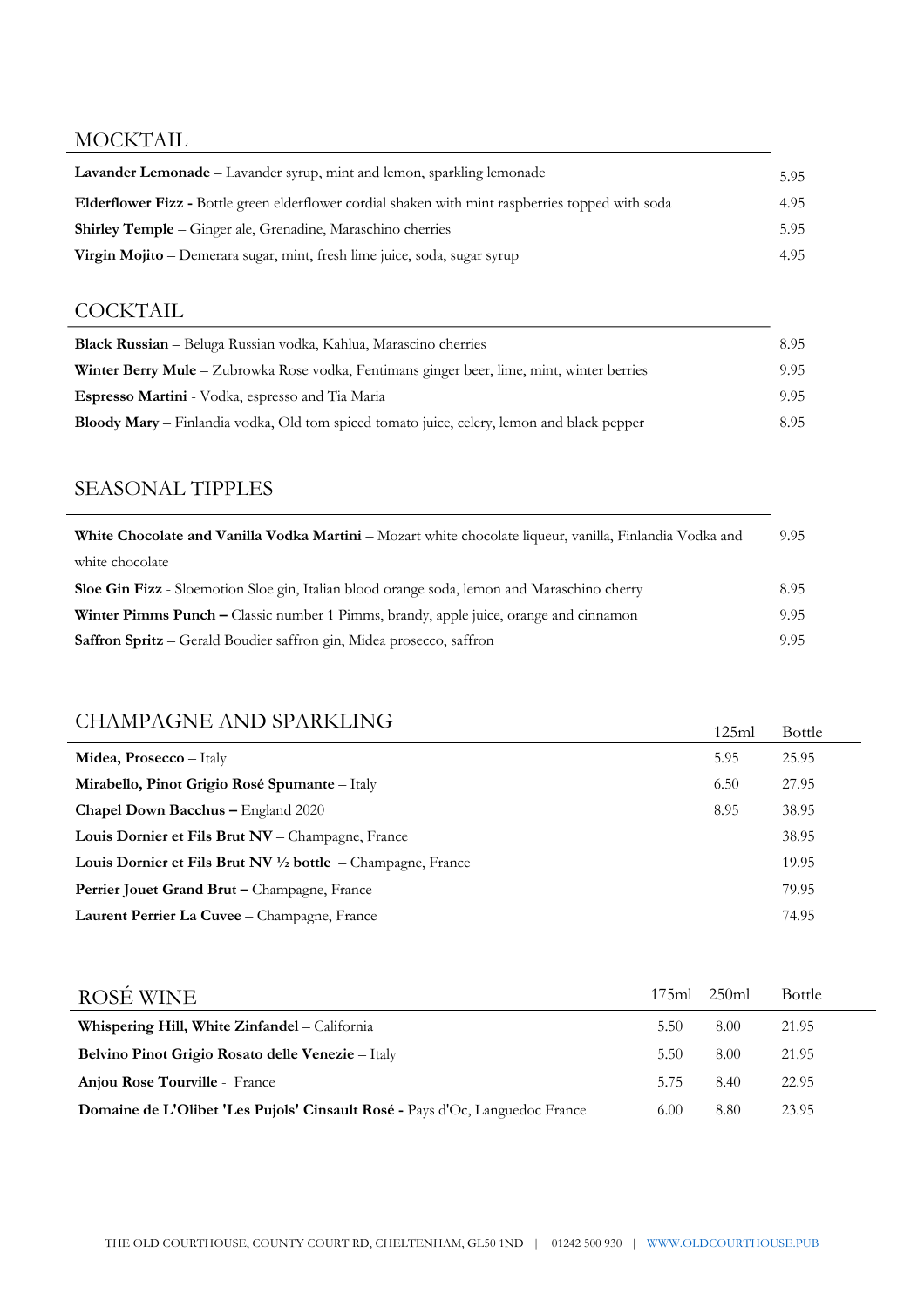## MOCKTAIL

| | |
|---|---|
| **Lavander Lemonade** – Lavander syrup, mint and lemon, sparkling lemonade | 5.95 |
| **Elderflower Fizz -** Bottle green elderflower cordial shaken with mint raspberries topped with soda | 4.95 |
| **Shirley Temple** – Ginger ale, Grenadine, Maraschino cherries | 5.95 |
| **Virgin Mojito** – Demerara sugar, mint, fresh lime juice, soda, sugar syrup | 4.95 |

## COCKTAIL

| | |
|---|---|
| **Black Russian** – Beluga Russian vodka, Kahlua, Marascino cherries | 8.95 |
| **Winter Berry Mule** – Zubrowka Rose vodka, Fentimans ginger beer, lime, mint, winter berries | 9.95 |
| **Espresso Martini** - Vodka, espresso and Tia Maria | 9.95 |
| **Bloody Mary** – Finlandia vodka, Old tom spiced tomato juice, celery, lemon and black pepper | 8.95 |

## SEASONAL TIPPLES

| | |
|---|---|
| **White Chocolate and Vanilla Vodka Martini** – Mozart white chocolate liqueur, vanilla, Finlandia Vodka and white chocolate | 9.95 |
| **Sloe Gin Fizz** - Sloemotion Sloe gin, Italian blood orange soda, lemon and Maraschino cherry | 8.95 |
| **Winter Pimms Punch –** Classic number 1 Pimms, brandy, apple juice, orange and cinnamon | 9.95 |
| **Saffron Spritz** – Gerald Boudier saffron gin, Midea prosecco, saffron | 9.95 |

## CHAMPAGNE AND SPARKLING

| | 125ml | Bottle |
|---|---|---|
| **Midea, Prosecco** – Italy | 5.95 | 25.95 |
| **Mirabello, Pinot Grigio Rosé Spumante** – Italy | 6.50 | 27.95 |
| **Chapel Down Bacchus –** England 2020 | 8.95 | 38.95 |
| **Louis Dornier et Fils Brut NV** – Champagne, France | | 38.95 |
| **Louis Dornier et Fils Brut NV ½ bottle** – Champagne, France | | 19.95 |
| **Perrier Jouet Grand Brut –** Champagne, France | | 79.95 |
| **Laurent Perrier La Cuvee** – Champagne, France | | 74.95 |

## ROSÉ WINE

| | 175ml | 250ml | Bottle |
|---|---|---|---|
| **Whispering Hill, White Zinfandel** – California | 5.50 | 8.00 | 21.95 |
| **Belvino Pinot Grigio Rosato delle Venezie** – Italy | 5.50 | 8.00 | 21.95 |
| **Anjou Rose Tourville** - France | 5.75 | 8.40 | 22.95 |
| **Domaine de L'Olibet 'Les Pujols' Cinsault Rosé -** Pays d'Oc, Languedoc France | 6.00 | 8.80 | 23.95 |

THE OLD COURTHOUSE, COUNTY COURT RD, CHELTENHAM, GL50 1ND | 01242 500 930 | WWW.OLDCOURTHOUSE.PUB